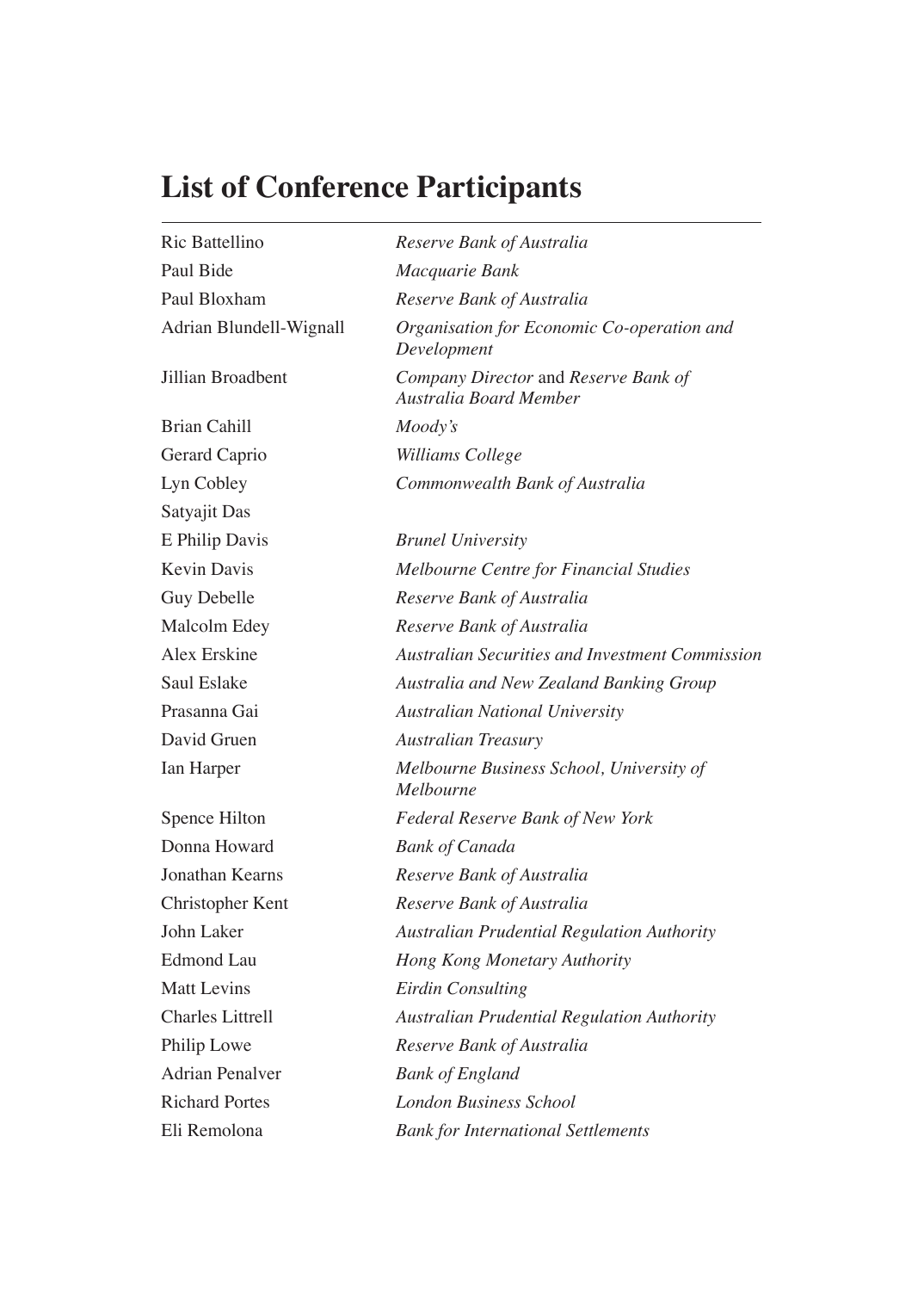# List of Conference Participants

| | |
|---|---|
| Ric Battellino | *Reserve Bank of Australia* |
| Paul Bide | *Macquarie Bank* |
| Paul Bloxham | *Reserve Bank of Australia* |
| Adrian Blundell-Wignall | *Organisation for Economic Co-operation and Development* |
| Jillian Broadbent | *Company Director* and *Reserve Bank of Australia Board Member* |
| Brian Cahill | *Moody's* |
| Gerard Caprio | *Williams College* |
| Lyn Cobley | *Commonwealth Bank of Australia* |
| Satyajit Das | |
| E Philip Davis | *Brunel University* |
| Kevin Davis | *Melbourne Centre for Financial Studies* |
| Guy Debelle | *Reserve Bank of Australia* |
| Malcolm Edey | *Reserve Bank of Australia* |
| Alex Erskine | *Australian Securities and Investment Commission* |
| Saul Eslake | *Australia and New Zealand Banking Group* |
| Prasanna Gai | *Australian National University* |
| David Gruen | *Australian Treasury* |
| Ian Harper | *Melbourne Business School, University of Melbourne* |
| Spence Hilton | *Federal Reserve Bank of New York* |
| Donna Howard | *Bank of Canada* |
| Jonathan Kearns | *Reserve Bank of Australia* |
| Christopher Kent | *Reserve Bank of Australia* |
| John Laker | *Australian Prudential Regulation Authority* |
| Edmond Lau | *Hong Kong Monetary Authority* |
| Matt Levins | *Eirdin Consulting* |
| Charles Littrell | *Australian Prudential Regulation Authority* |
| Philip Lowe | *Reserve Bank of Australia* |
| Adrian Penalver | *Bank of England* |
| Richard Portes | *London Business School* |
| Eli Remolona | *Bank for International Settlements* |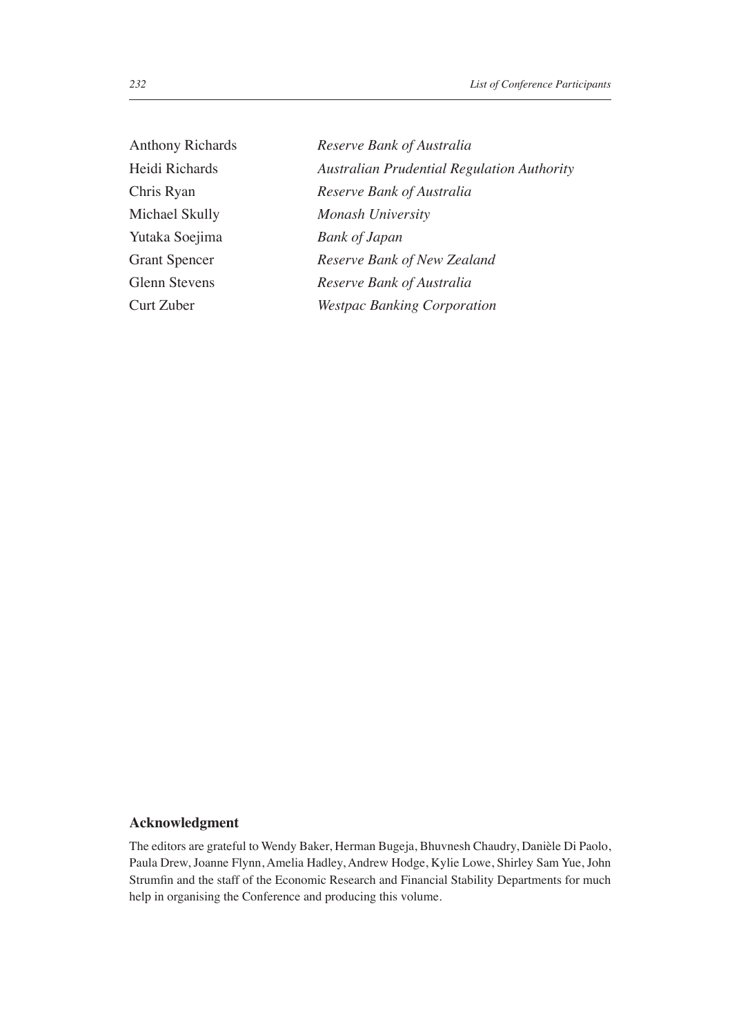| | |
|---|---|
| Anthony Richards | *Reserve Bank of Australia* |
| Heidi Richards | *Australian Prudential Regulation Authority* |
| Chris Ryan | *Reserve Bank of Australia* |
| Michael Skully | *Monash University* |
| Yutaka Soejima | *Bank of Japan* |
| Grant Spencer | *Reserve Bank of New Zealand* |
| Glenn Stevens | *Reserve Bank of Australia* |
| Curt Zuber | *Westpac Banking Corporation* |

## Acknowledgment

The editors are grateful to Wendy Baker, Herman Bugeja, Bhuvnesh Chaudry, Danièle Di Paolo, Paula Drew, Joanne Flynn, Amelia Hadley, Andrew Hodge, Kylie Lowe, Shirley Sam Yue, John Strumfin and the staff of the Economic Research and Financial Stability Departments for much help in organising the Conference and producing this volume.